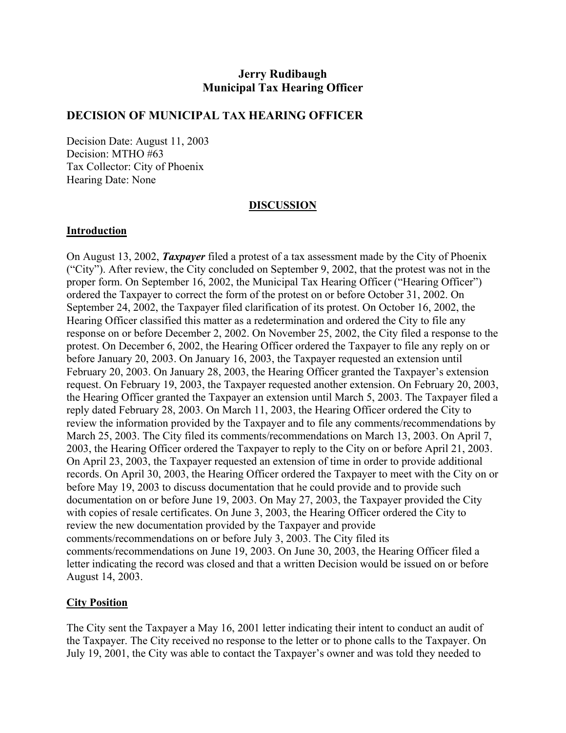**Jerry Rudibaugh**
**Municipal Tax Hearing Officer**

## DECISION OF MUNICIPAL TAX HEARING OFFICER

Decision Date: August 11, 2003
Decision: MTHO #63
Tax Collector: City of Phoenix
Hearing Date: None

**DISCUSSION**

**Introduction**

On August 13, 2002, ***Taxpayer*** filed a protest of a tax assessment made by the City of Phoenix ("City"). After review, the City concluded on September 9, 2002, that the protest was not in the proper form. On September 16, 2002, the Municipal Tax Hearing Officer ("Hearing Officer") ordered the Taxpayer to correct the form of the protest on or before October 31, 2002. On September 24, 2002, the Taxpayer filed clarification of its protest. On October 16, 2002, the Hearing Officer classified this matter as a redetermination and ordered the City to file any response on or before December 2, 2002. On November 25, 2002, the City filed a response to the protest. On December 6, 2002, the Hearing Officer ordered the Taxpayer to file any reply on or before January 20, 2003. On January 16, 2003, the Taxpayer requested an extension until February 20, 2003. On January 28, 2003, the Hearing Officer granted the Taxpayer's extension request. On February 19, 2003, the Taxpayer requested another extension. On February 20, 2003, the Hearing Officer granted the Taxpayer an extension until March 5, 2003. The Taxpayer filed a reply dated February 28, 2003. On March 11, 2003, the Hearing Officer ordered the City to review the information provided by the Taxpayer and to file any comments/recommendations by March 25, 2003. The City filed its comments/recommendations on March 13, 2003. On April 7, 2003, the Hearing Officer ordered the Taxpayer to reply to the City on or before April 21, 2003. On April 23, 2003, the Taxpayer requested an extension of time in order to provide additional records. On April 30, 2003, the Hearing Officer ordered the Taxpayer to meet with the City on or before May 19, 2003 to discuss documentation that he could provide and to provide such documentation on or before June 19, 2003. On May 27, 2003, the Taxpayer provided the City with copies of resale certificates. On June 3, 2003, the Hearing Officer ordered the City to review the new documentation provided by the Taxpayer and provide comments/recommendations on or before July 3, 2003. The City filed its comments/recommendations on June 19, 2003. On June 30, 2003, the Hearing Officer filed a letter indicating the record was closed and that a written Decision would be issued on or before August 14, 2003.

**City Position**

The City sent the Taxpayer a May 16, 2001 letter indicating their intent to conduct an audit of the Taxpayer. The City received no response to the letter or to phone calls to the Taxpayer. On July 19, 2001, the City was able to contact the Taxpayer's owner and was told they needed to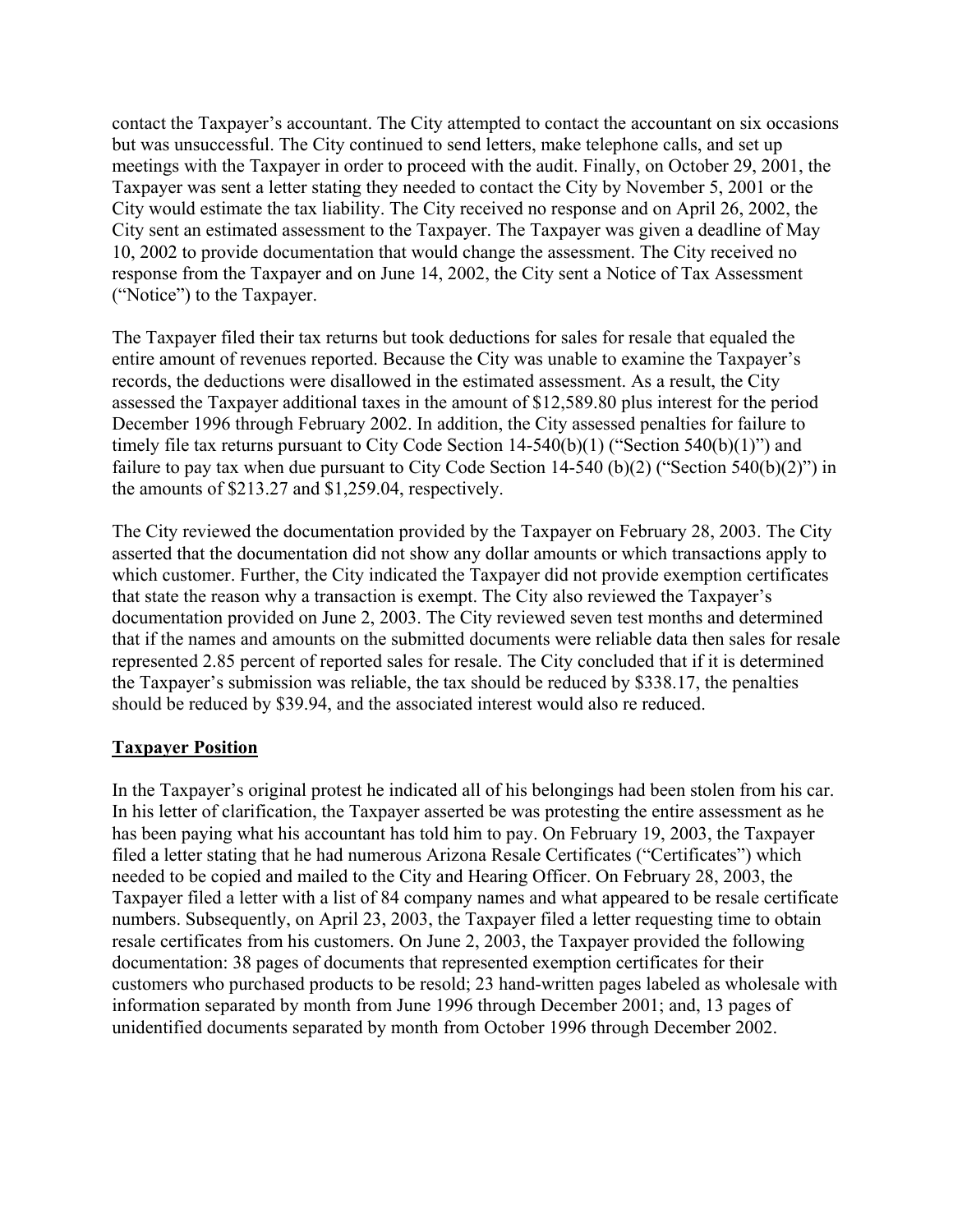contact the Taxpayer's accountant. The City attempted to contact the accountant on six occasions but was unsuccessful. The City continued to send letters, make telephone calls, and set up meetings with the Taxpayer in order to proceed with the audit. Finally, on October 29, 2001, the Taxpayer was sent a letter stating they needed to contact the City by November 5, 2001 or the City would estimate the tax liability. The City received no response and on April 26, 2002, the City sent an estimated assessment to the Taxpayer. The Taxpayer was given a deadline of May 10, 2002 to provide documentation that would change the assessment. The City received no response from the Taxpayer and on June 14, 2002, the City sent a Notice of Tax Assessment ("Notice") to the Taxpayer.

The Taxpayer filed their tax returns but took deductions for sales for resale that equaled the entire amount of revenues reported. Because the City was unable to examine the Taxpayer's records, the deductions were disallowed in the estimated assessment. As a result, the City assessed the Taxpayer additional taxes in the amount of $12,589.80 plus interest for the period December 1996 through February 2002. In addition, the City assessed penalties for failure to timely file tax returns pursuant to City Code Section 14-540(b)(1) ("Section 540(b)(1)") and failure to pay tax when due pursuant to City Code Section 14-540 (b)(2) ("Section 540(b)(2)") in the amounts of $213.27 and $1,259.04, respectively.

The City reviewed the documentation provided by the Taxpayer on February 28, 2003. The City asserted that the documentation did not show any dollar amounts or which transactions apply to which customer. Further, the City indicated the Taxpayer did not provide exemption certificates that state the reason why a transaction is exempt. The City also reviewed the Taxpayer's documentation provided on June 2, 2003. The City reviewed seven test months and determined that if the names and amounts on the submitted documents were reliable data then sales for resale represented 2.85 percent of reported sales for resale. The City concluded that if it is determined the Taxpayer's submission was reliable, the tax should be reduced by $338.17, the penalties should be reduced by $39.94, and the associated interest would also re reduced.

## Taxpayer Position

In the Taxpayer's original protest he indicated all of his belongings had been stolen from his car. In his letter of clarification, the Taxpayer asserted be was protesting the entire assessment as he has been paying what his accountant has told him to pay. On February 19, 2003, the Taxpayer filed a letter stating that he had numerous Arizona Resale Certificates ("Certificates") which needed to be copied and mailed to the City and Hearing Officer. On February 28, 2003, the Taxpayer filed a letter with a list of 84 company names and what appeared to be resale certificate numbers. Subsequently, on April 23, 2003, the Taxpayer filed a letter requesting time to obtain resale certificates from his customers. On June 2, 2003, the Taxpayer provided the following documentation: 38 pages of documents that represented exemption certificates for their customers who purchased products to be resold; 23 hand-written pages labeled as wholesale with information separated by month from June 1996 through December 2001; and, 13 pages of unidentified documents separated by month from October 1996 through December 2002.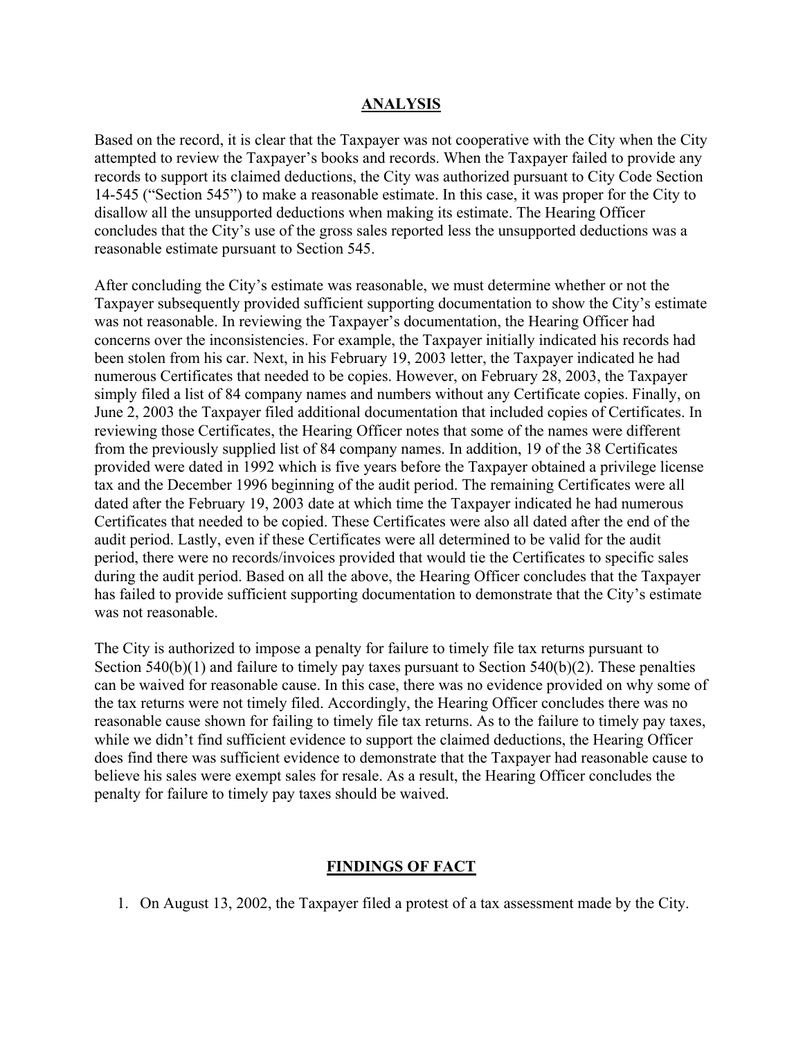## ANALYSIS

Based on the record, it is clear that the Taxpayer was not cooperative with the City when the City attempted to review the Taxpayer's books and records. When the Taxpayer failed to provide any records to support its claimed deductions, the City was authorized pursuant to City Code Section 14-545 ("Section 545") to make a reasonable estimate. In this case, it was proper for the City to disallow all the unsupported deductions when making its estimate. The Hearing Officer concludes that the City's use of the gross sales reported less the unsupported deductions was a reasonable estimate pursuant to Section 545.

After concluding the City's estimate was reasonable, we must determine whether or not the Taxpayer subsequently provided sufficient supporting documentation to show the City's estimate was not reasonable. In reviewing the Taxpayer's documentation, the Hearing Officer had concerns over the inconsistencies. For example, the Taxpayer initially indicated his records had been stolen from his car. Next, in his February 19, 2003 letter, the Taxpayer indicated he had numerous Certificates that needed to be copies. However, on February 28, 2003, the Taxpayer simply filed a list of 84 company names and numbers without any Certificate copies. Finally, on June 2, 2003 the Taxpayer filed additional documentation that included copies of Certificates. In reviewing those Certificates, the Hearing Officer notes that some of the names were different from the previously supplied list of 84 company names. In addition, 19 of the 38 Certificates provided were dated in 1992 which is five years before the Taxpayer obtained a privilege license tax and the December 1996 beginning of the audit period. The remaining Certificates were all dated after the February 19, 2003 date at which time the Taxpayer indicated he had numerous Certificates that needed to be copied. These Certificates were also all dated after the end of the audit period. Lastly, even if these Certificates were all determined to be valid for the audit period, there were no records/invoices provided that would tie the Certificates to specific sales during the audit period. Based on all the above, the Hearing Officer concludes that the Taxpayer has failed to provide sufficient supporting documentation to demonstrate that the City's estimate was not reasonable.

The City is authorized to impose a penalty for failure to timely file tax returns pursuant to Section 540(b)(1) and failure to timely pay taxes pursuant to Section 540(b)(2). These penalties can be waived for reasonable cause. In this case, there was no evidence provided on why some of the tax returns were not timely filed. Accordingly, the Hearing Officer concludes there was no reasonable cause shown for failing to timely file tax returns. As to the failure to timely pay taxes, while we didn't find sufficient evidence to support the claimed deductions, the Hearing Officer does find there was sufficient evidence to demonstrate that the Taxpayer had reasonable cause to believe his sales were exempt sales for resale. As a result, the Hearing Officer concludes the penalty for failure to timely pay taxes should be waived.

## FINDINGS OF FACT

1. On August 13, 2002, the Taxpayer filed a protest of a tax assessment made by the City.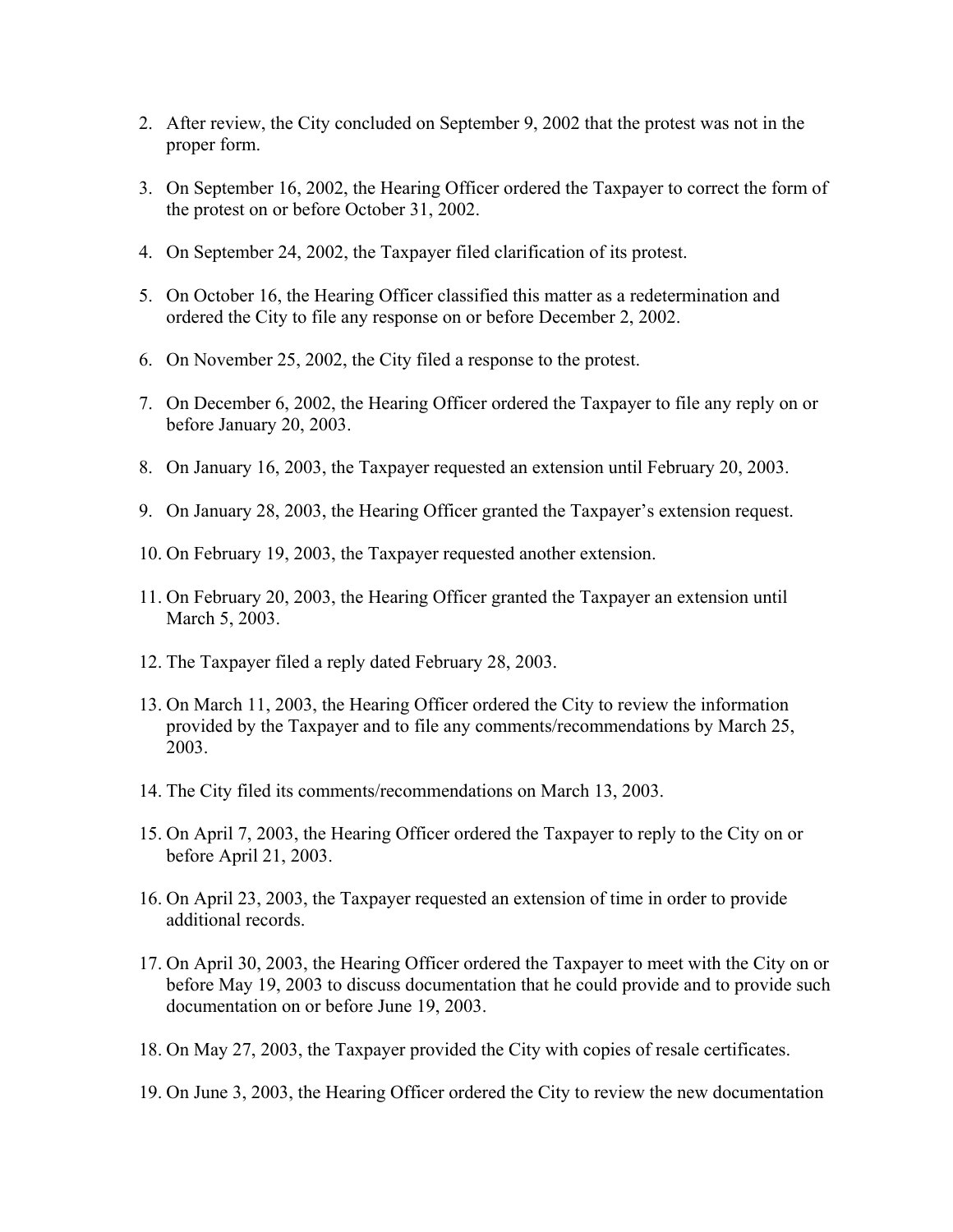2. After review, the City concluded on September 9, 2002 that the protest was not in the proper form.

3. On September 16, 2002, the Hearing Officer ordered the Taxpayer to correct the form of the protest on or before October 31, 2002.

4. On September 24, 2002, the Taxpayer filed clarification of its protest.

5. On October 16, the Hearing Officer classified this matter as a redetermination and ordered the City to file any response on or before December 2, 2002.

6. On November 25, 2002, the City filed a response to the protest.

7. On December 6, 2002, the Hearing Officer ordered the Taxpayer to file any reply on or before January 20, 2003.

8. On January 16, 2003, the Taxpayer requested an extension until February 20, 2003.

9. On January 28, 2003, the Hearing Officer granted the Taxpayer's extension request.

10. On February 19, 2003, the Taxpayer requested another extension.

11. On February 20, 2003, the Hearing Officer granted the Taxpayer an extension until March 5, 2003.

12. The Taxpayer filed a reply dated February 28, 2003.

13. On March 11, 2003, the Hearing Officer ordered the City to review the information provided by the Taxpayer and to file any comments/recommendations by March 25, 2003.

14. The City filed its comments/recommendations on March 13, 2003.

15. On April 7, 2003, the Hearing Officer ordered the Taxpayer to reply to the City on or before April 21, 2003.

16. On April 23, 2003, the Taxpayer requested an extension of time in order to provide additional records.

17. On April 30, 2003, the Hearing Officer ordered the Taxpayer to meet with the City on or before May 19, 2003 to discuss documentation that he could provide and to provide such documentation on or before June 19, 2003.

18. On May 27, 2003, the Taxpayer provided the City with copies of resale certificates.

19. On June 3, 2003, the Hearing Officer ordered the City to review the new documentation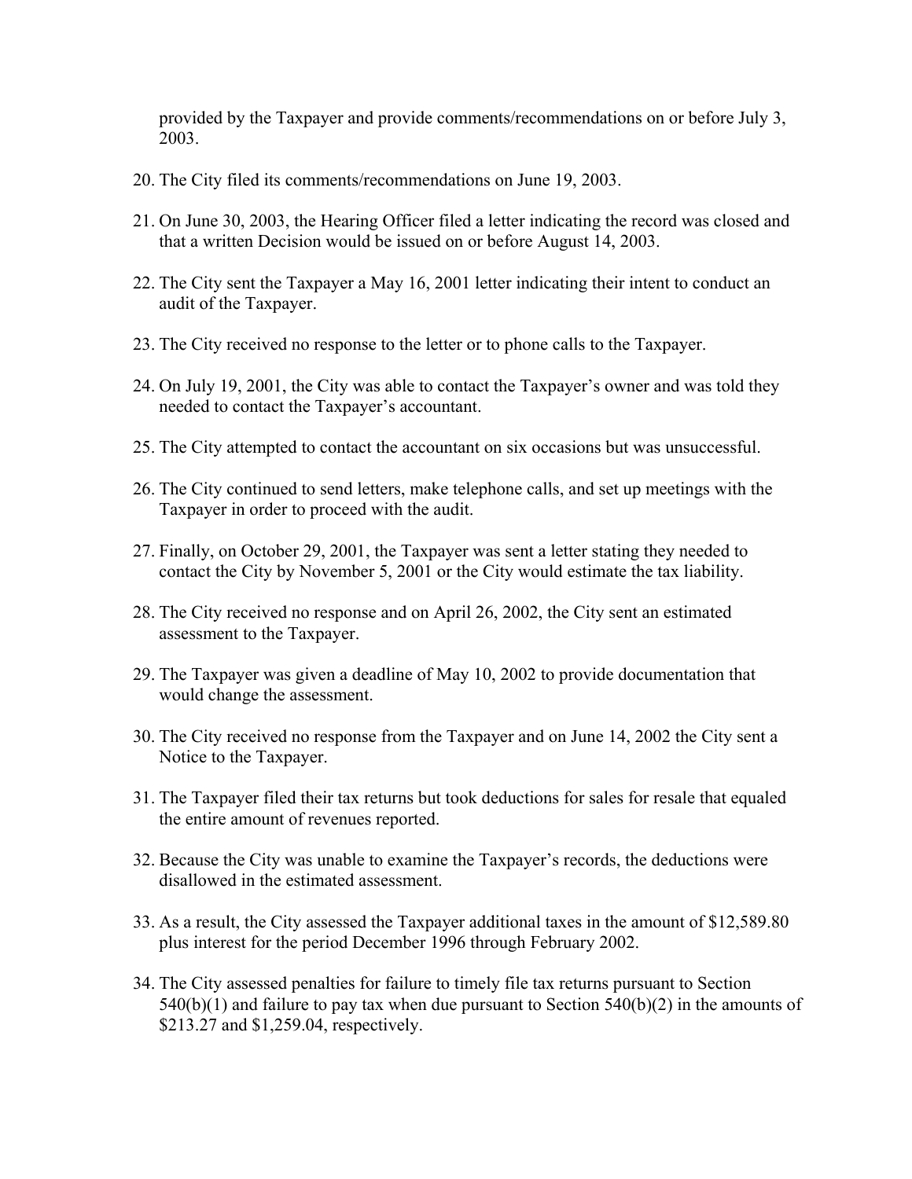provided by the Taxpayer and provide comments/recommendations on or before July 3, 2003.

20. The City filed its comments/recommendations on June 19, 2003.

21. On June 30, 2003, the Hearing Officer filed a letter indicating the record was closed and that a written Decision would be issued on or before August 14, 2003.

22. The City sent the Taxpayer a May 16, 2001 letter indicating their intent to conduct an audit of the Taxpayer.

23. The City received no response to the letter or to phone calls to the Taxpayer.

24. On July 19, 2001, the City was able to contact the Taxpayer's owner and was told they needed to contact the Taxpayer's accountant.

25. The City attempted to contact the accountant on six occasions but was unsuccessful.

26. The City continued to send letters, make telephone calls, and set up meetings with the Taxpayer in order to proceed with the audit.

27. Finally, on October 29, 2001, the Taxpayer was sent a letter stating they needed to contact the City by November 5, 2001 or the City would estimate the tax liability.

28. The City received no response and on April 26, 2002, the City sent an estimated assessment to the Taxpayer.

29. The Taxpayer was given a deadline of May 10, 2002 to provide documentation that would change the assessment.

30. The City received no response from the Taxpayer and on June 14, 2002 the City sent a Notice to the Taxpayer.

31. The Taxpayer filed their tax returns but took deductions for sales for resale that equaled the entire amount of revenues reported.

32. Because the City was unable to examine the Taxpayer's records, the deductions were disallowed in the estimated assessment.

33. As a result, the City assessed the Taxpayer additional taxes in the amount of $12,589.80 plus interest for the period December 1996 through February 2002.

34. The City assessed penalties for failure to timely file tax returns pursuant to Section 540(b)(1) and failure to pay tax when due pursuant to Section 540(b)(2) in the amounts of $213.27 and $1,259.04, respectively.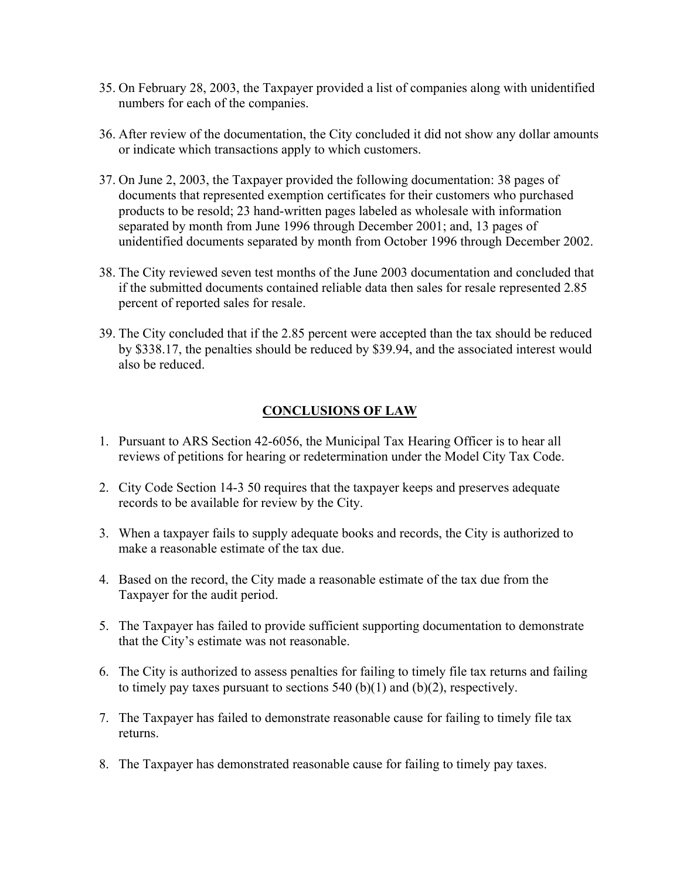35. On February 28, 2003, the Taxpayer provided a list of companies along with unidentified numbers for each of the companies.

36. After review of the documentation, the City concluded it did not show any dollar amounts or indicate which transactions apply to which customers.

37. On June 2, 2003, the Taxpayer provided the following documentation: 38 pages of documents that represented exemption certificates for their customers who purchased products to be resold; 23 hand-written pages labeled as wholesale with information separated by month from June 1996 through December 2001; and, 13 pages of unidentified documents separated by month from October 1996 through December 2002.

38. The City reviewed seven test months of the June 2003 documentation and concluded that if the submitted documents contained reliable data then sales for resale represented 2.85 percent of reported sales for resale.

39. The City concluded that if the 2.85 percent were accepted than the tax should be reduced by $338.17, the penalties should be reduced by $39.94, and the associated interest would also be reduced.

## CONCLUSIONS OF LAW

1. Pursuant to ARS Section 42-6056, the Municipal Tax Hearing Officer is to hear all reviews of petitions for hearing or redetermination under the Model City Tax Code.

2. City Code Section 14-3 50 requires that the taxpayer keeps and preserves adequate records to be available for review by the City.

3. When a taxpayer fails to supply adequate books and records, the City is authorized to make a reasonable estimate of the tax due.

4. Based on the record, the City made a reasonable estimate of the tax due from the Taxpayer for the audit period.

5. The Taxpayer has failed to provide sufficient supporting documentation to demonstrate that the City's estimate was not reasonable.

6. The City is authorized to assess penalties for failing to timely file tax returns and failing to timely pay taxes pursuant to sections 540 (b)(1) and (b)(2), respectively.

7. The Taxpayer has failed to demonstrate reasonable cause for failing to timely file tax returns.

8. The Taxpayer has demonstrated reasonable cause for failing to timely pay taxes.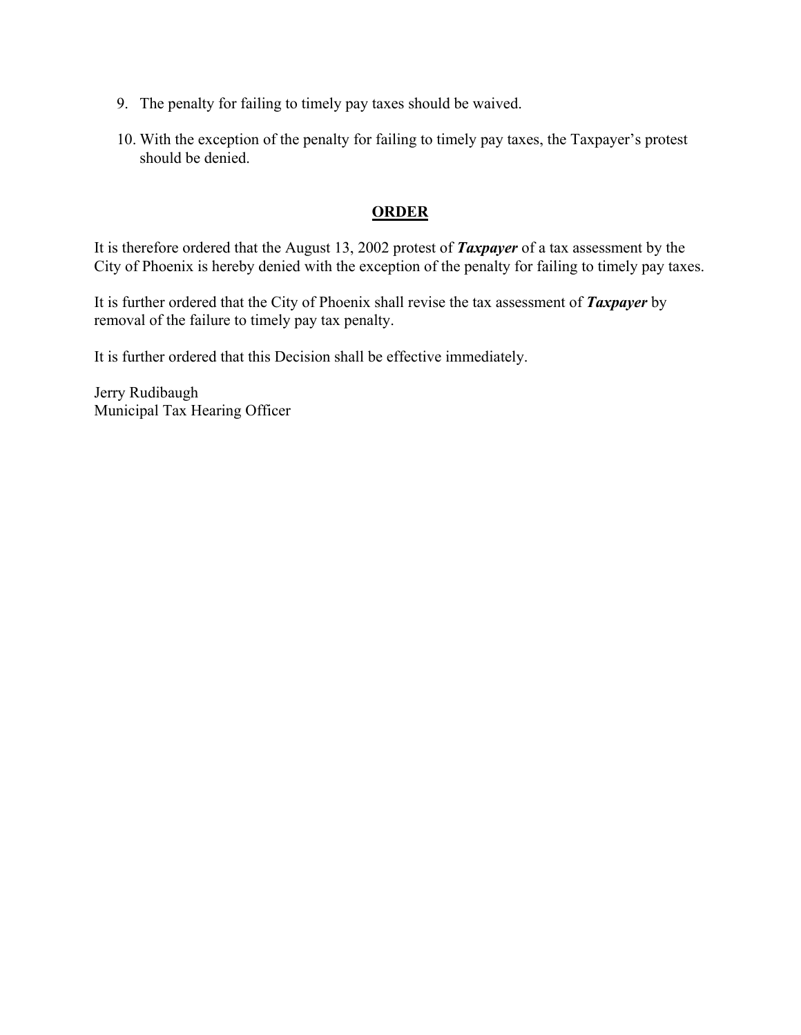9. The penalty for failing to timely pay taxes should be waived.

10. With the exception of the penalty for failing to timely pay taxes, the Taxpayer's protest should be denied.

## **ORDER**

It is therefore ordered that the August 13, 2002 protest of ***Taxpayer*** of a tax assessment by the City of Phoenix is hereby denied with the exception of the penalty for failing to timely pay taxes.

It is further ordered that the City of Phoenix shall revise the tax assessment of ***Taxpayer*** by removal of the failure to timely pay tax penalty.

It is further ordered that this Decision shall be effective immediately.

Jerry Rudibaugh
Municipal Tax Hearing Officer